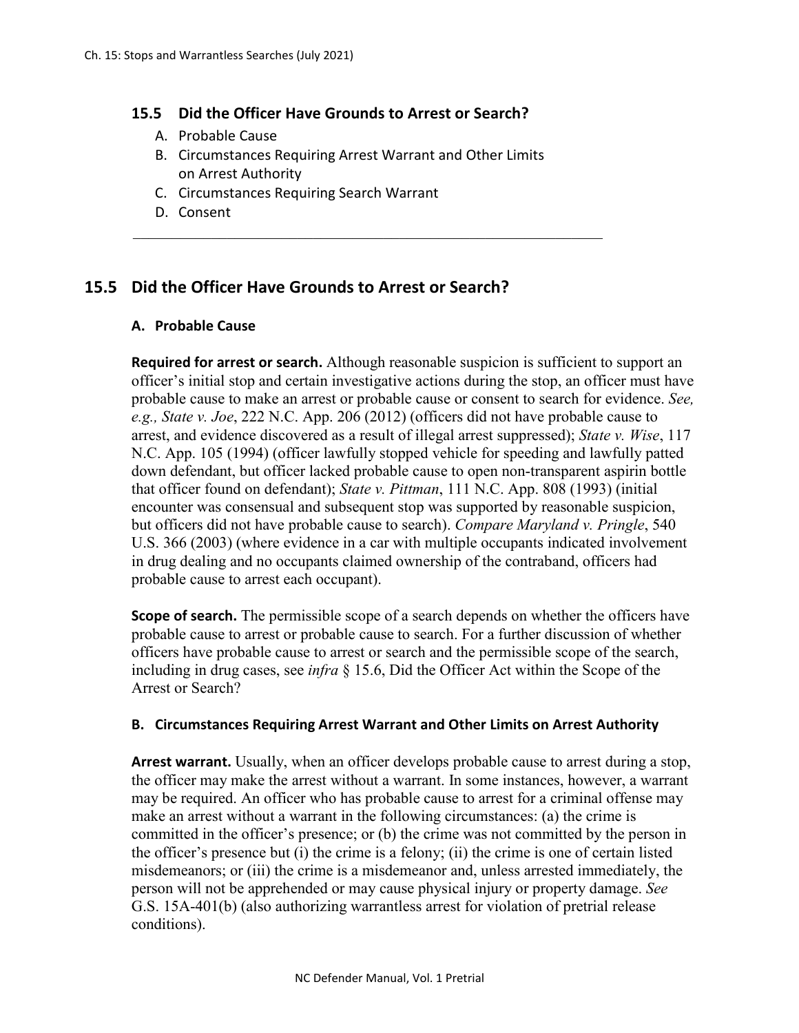## 15.5 Did the Officer Have Grounds to Arrest or Search?

A. Probable Cause
B. Circumstances Requiring Arrest Warrant and Other Limits on Arrest Authority
C. Circumstances Requiring Search Warrant
D. Consent

---

## 15.5 Did the Officer Have Grounds to Arrest or Search?

### A. Probable Cause

**Required for arrest or search.** Although reasonable suspicion is sufficient to support an officer's initial stop and certain investigative actions during the stop, an officer must have probable cause to make an arrest or probable cause or consent to search for evidence. *See, e.g., State v. Joe*, 222 N.C. App. 206 (2012) (officers did not have probable cause to arrest, and evidence discovered as a result of illegal arrest suppressed); *State v. Wise*, 117 N.C. App. 105 (1994) (officer lawfully stopped vehicle for speeding and lawfully patted down defendant, but officer lacked probable cause to open non-transparent aspirin bottle that officer found on defendant); *State v. Pittman*, 111 N.C. App. 808 (1993) (initial encounter was consensual and subsequent stop was supported by reasonable suspicion, but officers did not have probable cause to search). *Compare Maryland v. Pringle*, 540 U.S. 366 (2003) (where evidence in a car with multiple occupants indicated involvement in drug dealing and no occupants claimed ownership of the contraband, officers had probable cause to arrest each occupant).

**Scope of search.** The permissible scope of a search depends on whether the officers have probable cause to arrest or probable cause to search. For a further discussion of whether officers have probable cause to arrest or search and the permissible scope of the search, including in drug cases, see *infra* § 15.6, Did the Officer Act within the Scope of the Arrest or Search?

### B. Circumstances Requiring Arrest Warrant and Other Limits on Arrest Authority

**Arrest warrant.** Usually, when an officer develops probable cause to arrest during a stop, the officer may make the arrest without a warrant. In some instances, however, a warrant may be required. An officer who has probable cause to arrest for a criminal offense may make an arrest without a warrant in the following circumstances: (a) the crime is committed in the officer's presence; or (b) the crime was not committed by the person in the officer's presence but (i) the crime is a felony; (ii) the crime is one of certain listed misdemeanors; or (iii) the crime is a misdemeanor and, unless arrested immediately, the person will not be apprehended or may cause physical injury or property damage. *See* G.S. 15A-401(b) (also authorizing warrantless arrest for violation of pretrial release conditions).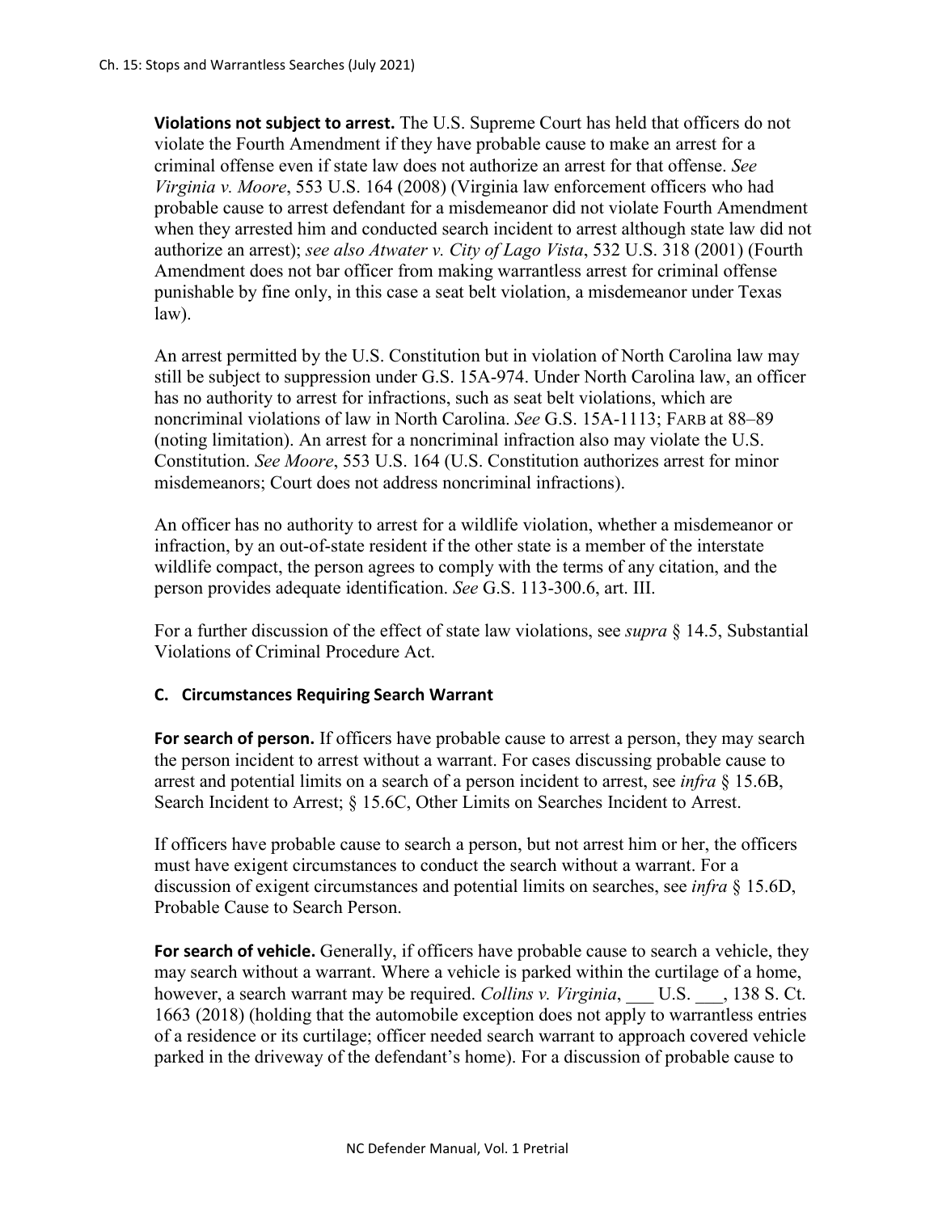**Violations not subject to arrest.** The U.S. Supreme Court has held that officers do not violate the Fourth Amendment if they have probable cause to make an arrest for a criminal offense even if state law does not authorize an arrest for that offense. *See Virginia v. Moore*, 553 U.S. 164 (2008) (Virginia law enforcement officers who had probable cause to arrest defendant for a misdemeanor did not violate Fourth Amendment when they arrested him and conducted search incident to arrest although state law did not authorize an arrest); *see also Atwater v. City of Lago Vista*, 532 U.S. 318 (2001) (Fourth Amendment does not bar officer from making warrantless arrest for criminal offense punishable by fine only, in this case a seat belt violation, a misdemeanor under Texas law).

An arrest permitted by the U.S. Constitution but in violation of North Carolina law may still be subject to suppression under G.S. 15A-974. Under North Carolina law, an officer has no authority to arrest for infractions, such as seat belt violations, which are noncriminal violations of law in North Carolina. *See* G.S. 15A-1113; FARB at 88–89 (noting limitation). An arrest for a noncriminal infraction also may violate the U.S. Constitution. *See Moore*, 553 U.S. 164 (U.S. Constitution authorizes arrest for minor misdemeanors; Court does not address noncriminal infractions).

An officer has no authority to arrest for a wildlife violation, whether a misdemeanor or infraction, by an out-of-state resident if the other state is a member of the interstate wildlife compact, the person agrees to comply with the terms of any citation, and the person provides adequate identification. *See* G.S. 113-300.6, art. III.

For a further discussion of the effect of state law violations, see *supra* § 14.5, Substantial Violations of Criminal Procedure Act.

### C. Circumstances Requiring Search Warrant

**For search of person.** If officers have probable cause to arrest a person, they may search the person incident to arrest without a warrant. For cases discussing probable cause to arrest and potential limits on a search of a person incident to arrest, see *infra* § 15.6B, Search Incident to Arrest; § 15.6C, Other Limits on Searches Incident to Arrest.

If officers have probable cause to search a person, but not arrest him or her, the officers must have exigent circumstances to conduct the search without a warrant. For a discussion of exigent circumstances and potential limits on searches, see *infra* § 15.6D, Probable Cause to Search Person.

**For search of vehicle.** Generally, if officers have probable cause to search a vehicle, they may search without a warrant. Where a vehicle is parked within the curtilage of a home, however, a search warrant may be required. *Collins v. Virginia*, ___ U.S. ___, 138 S. Ct. 1663 (2018) (holding that the automobile exception does not apply to warrantless entries of a residence or its curtilage; officer needed search warrant to approach covered vehicle parked in the driveway of the defendant's home). For a discussion of probable cause to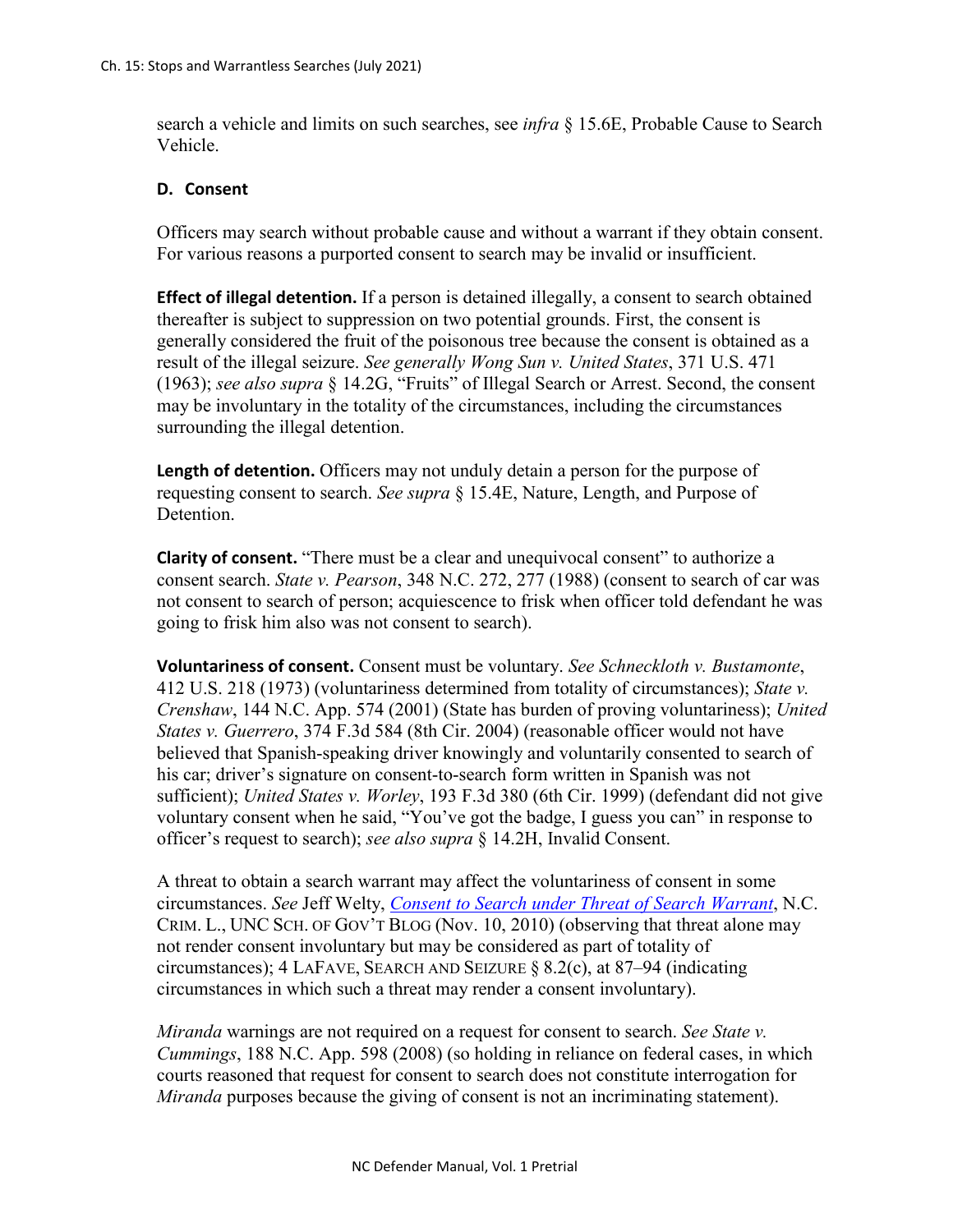search a vehicle and limits on such searches, see *infra* § 15.6E, Probable Cause to Search Vehicle.

### D. Consent

Officers may search without probable cause and without a warrant if they obtain consent. For various reasons a purported consent to search may be invalid or insufficient.

**Effect of illegal detention.** If a person is detained illegally, a consent to search obtained thereafter is subject to suppression on two potential grounds. First, the consent is generally considered the fruit of the poisonous tree because the consent is obtained as a result of the illegal seizure. *See generally Wong Sun v. United States*, 371 U.S. 471 (1963); *see also supra* § 14.2G, "Fruits" of Illegal Search or Arrest. Second, the consent may be involuntary in the totality of the circumstances, including the circumstances surrounding the illegal detention.

**Length of detention.** Officers may not unduly detain a person for the purpose of requesting consent to search. *See supra* § 15.4E, Nature, Length, and Purpose of Detention.

**Clarity of consent.** "There must be a clear and unequivocal consent" to authorize a consent search. *State v. Pearson*, 348 N.C. 272, 277 (1988) (consent to search of car was not consent to search of person; acquiescence to frisk when officer told defendant he was going to frisk him also was not consent to search).

**Voluntariness of consent.** Consent must be voluntary. *See Schneckloth v. Bustamonte*, 412 U.S. 218 (1973) (voluntariness determined from totality of circumstances); *State v. Crenshaw*, 144 N.C. App. 574 (2001) (State has burden of proving voluntariness); *United States v. Guerrero*, 374 F.3d 584 (8th Cir. 2004) (reasonable officer would not have believed that Spanish-speaking driver knowingly and voluntarily consented to search of his car; driver's signature on consent-to-search form written in Spanish was not sufficient); *United States v. Worley*, 193 F.3d 380 (6th Cir. 1999) (defendant did not give voluntary consent when he said, "You've got the badge, I guess you can" in response to officer's request to search); *see also supra* § 14.2H, Invalid Consent.

A threat to obtain a search warrant may affect the voluntariness of consent in some circumstances. *See* Jeff Welty, *Consent to Search under Threat of Search Warrant*, N.C. CRIM. L., UNC SCH. OF GOV'T BLOG (Nov. 10, 2010) (observing that threat alone may not render consent involuntary but may be considered as part of totality of circumstances); 4 LAFAVE, SEARCH AND SEIZURE § 8.2(c), at 87–94 (indicating circumstances in which such a threat may render a consent involuntary).

*Miranda* warnings are not required on a request for consent to search. *See State v. Cummings*, 188 N.C. App. 598 (2008) (so holding in reliance on federal cases, in which courts reasoned that request for consent to search does not constitute interrogation for *Miranda* purposes because the giving of consent is not an incriminating statement).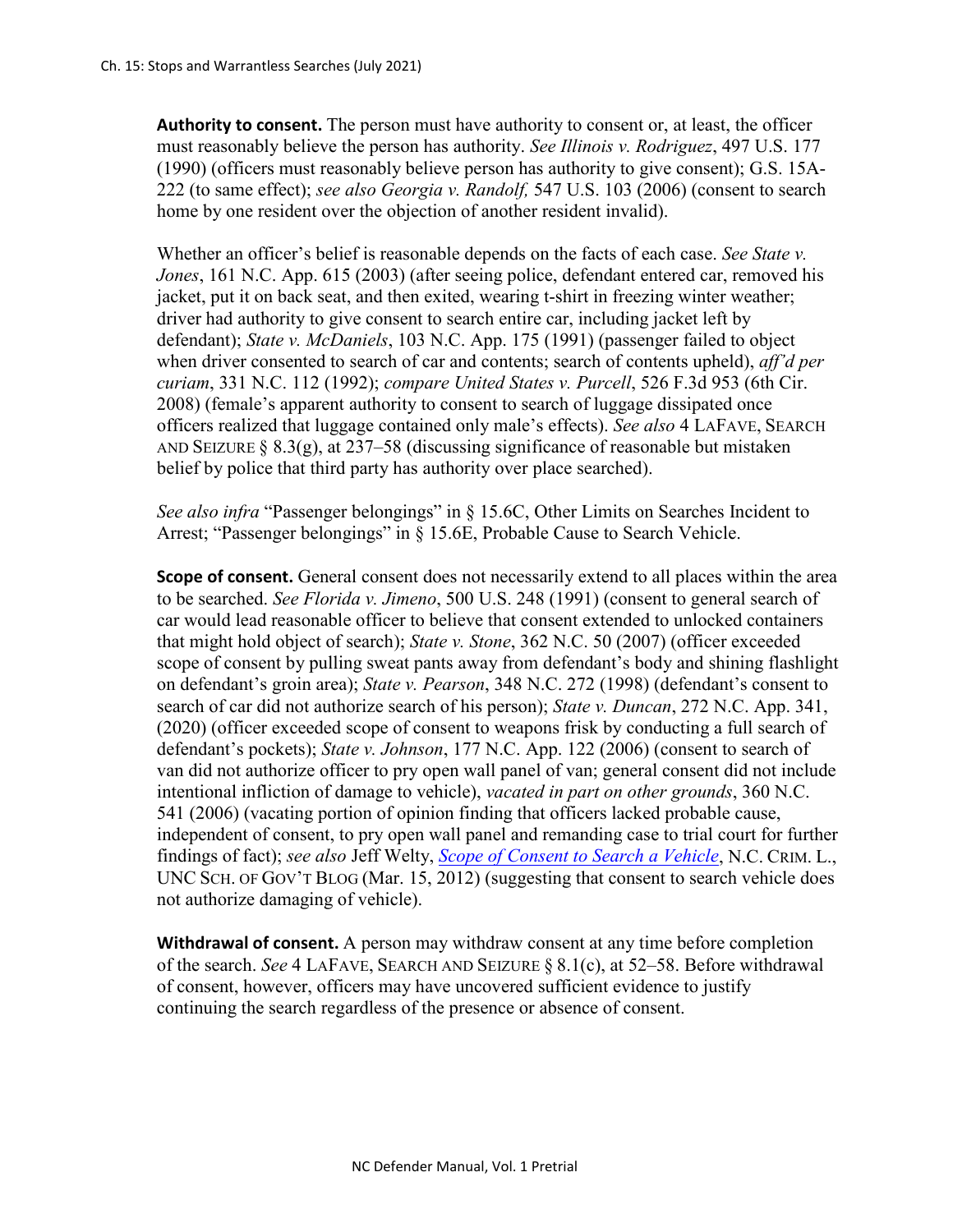**Authority to consent.** The person must have authority to consent or, at least, the officer must reasonably believe the person has authority. *See Illinois v. Rodriguez*, 497 U.S. 177 (1990) (officers must reasonably believe person has authority to give consent); G.S. 15A-222 (to same effect); *see also Georgia v. Randolf,* 547 U.S. 103 (2006) (consent to search home by one resident over the objection of another resident invalid).

Whether an officer's belief is reasonable depends on the facts of each case. *See State v. Jones*, 161 N.C. App. 615 (2003) (after seeing police, defendant entered car, removed his jacket, put it on back seat, and then exited, wearing t-shirt in freezing winter weather; driver had authority to give consent to search entire car, including jacket left by defendant); *State v. McDaniels*, 103 N.C. App. 175 (1991) (passenger failed to object when driver consented to search of car and contents; search of contents upheld), *aff'd per curiam*, 331 N.C. 112 (1992); *compare United States v. Purcell*, 526 F.3d 953 (6th Cir. 2008) (female's apparent authority to consent to search of luggage dissipated once officers realized that luggage contained only male's effects). *See also* 4 LAFAVE, SEARCH AND SEIZURE § 8.3(g), at 237–58 (discussing significance of reasonable but mistaken belief by police that third party has authority over place searched).

*See also infra* "Passenger belongings" in § 15.6C, Other Limits on Searches Incident to Arrest; "Passenger belongings" in § 15.6E, Probable Cause to Search Vehicle.

**Scope of consent.** General consent does not necessarily extend to all places within the area to be searched. *See Florida v. Jimeno*, 500 U.S. 248 (1991) (consent to general search of car would lead reasonable officer to believe that consent extended to unlocked containers that might hold object of search); *State v. Stone*, 362 N.C. 50 (2007) (officer exceeded scope of consent by pulling sweat pants away from defendant's body and shining flashlight on defendant's groin area); *State v. Pearson*, 348 N.C. 272 (1998) (defendant's consent to search of car did not authorize search of his person); *State v. Duncan*, 272 N.C. App. 341, (2020) (officer exceeded scope of consent to weapons frisk by conducting a full search of defendant's pockets); *State v. Johnson*, 177 N.C. App. 122 (2006) (consent to search of van did not authorize officer to pry open wall panel of van; general consent did not include intentional infliction of damage to vehicle), *vacated in part on other grounds*, 360 N.C. 541 (2006) (vacating portion of opinion finding that officers lacked probable cause, independent of consent, to pry open wall panel and remanding case to trial court for further findings of fact); *see also* Jeff Welty, *Scope of Consent to Search a Vehicle*, N.C. CRIM. L., UNC SCH. OF GOV'T BLOG (Mar. 15, 2012) (suggesting that consent to search vehicle does not authorize damaging of vehicle).

**Withdrawal of consent.** A person may withdraw consent at any time before completion of the search. *See* 4 LAFAVE, SEARCH AND SEIZURE § 8.1(c), at 52–58. Before withdrawal of consent, however, officers may have uncovered sufficient evidence to justify continuing the search regardless of the presence or absence of consent.